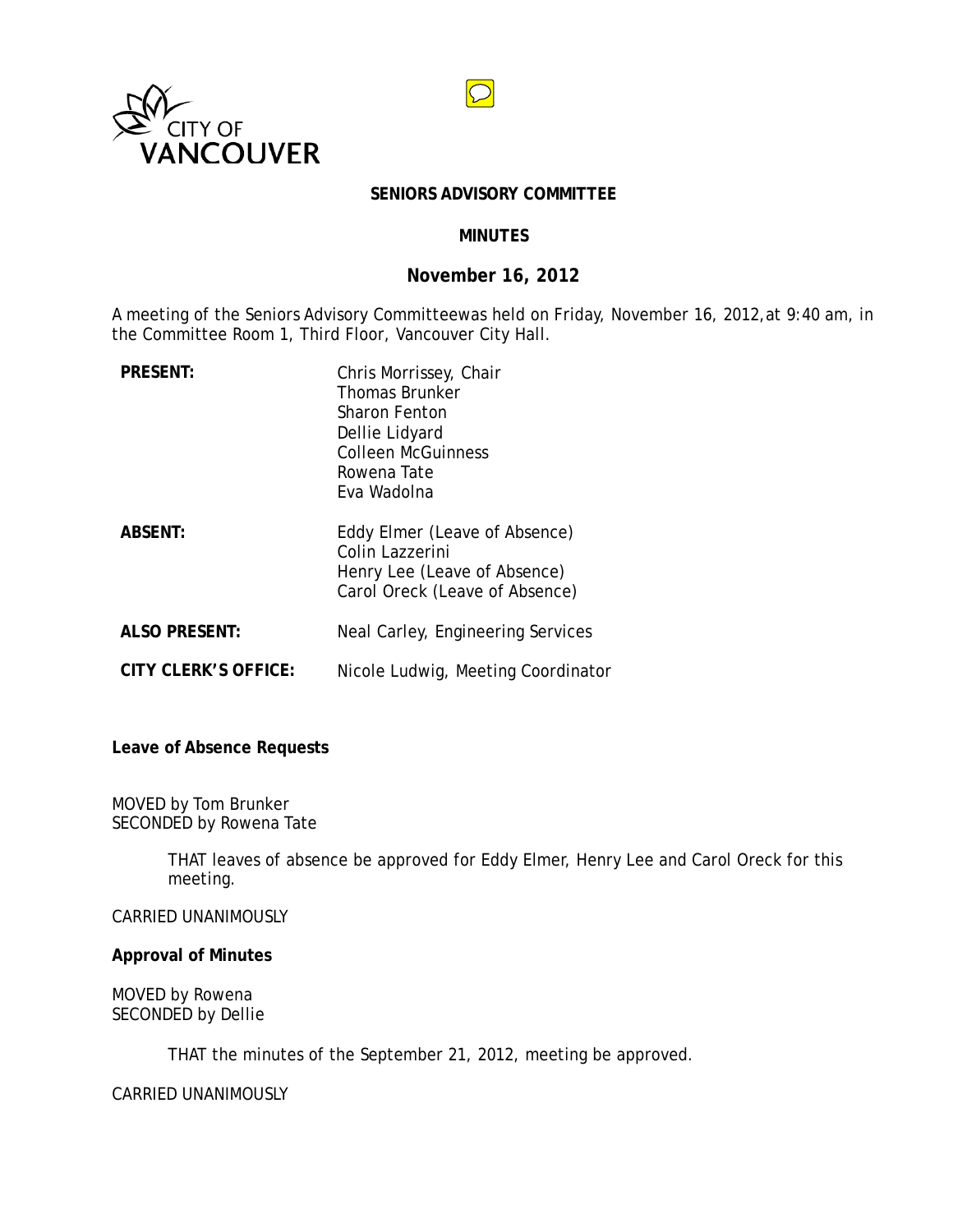CITY OF VANCOUVER

# SENIORS ADVISORY COMMITTEE

## MINUTES

## November 16, 2012

A meeting of the Seniors Advisory Committeewas held on Friday, November 16, 2012,at 9:40 am, in the Committee Room 1, Third Floor, Vancouver City Hall.

| | |
|---|---|
| **PRESENT:** | Chris Morrissey, Chair<br>Thomas Brunker<br>Sharon Fenton<br>Dellie Lidyard<br>Colleen McGuinness<br>Rowena Tate<br>Eva Wadolna |
| **ABSENT:** | Eddy Elmer (Leave of Absence)<br>Colin Lazzerini<br>Henry Lee (Leave of Absence)<br>Carol Oreck (Leave of Absence) |
| **ALSO PRESENT:** | Neal Carley, Engineering Services |
| **CITY CLERK'S OFFICE:** | Nicole Ludwig, Meeting Coordinator |

**Leave of Absence Requests**

MOVED by Tom Brunker
SECONDED by Rowena Tate

> THAT leaves of absence be approved for Eddy Elmer, Henry Lee and Carol Oreck for this meeting.

CARRIED UNANIMOUSLY

**Approval of Minutes**

MOVED by Rowena
SECONDED by Dellie

> THAT the minutes of the September 21, 2012, meeting be approved.

CARRIED UNANIMOUSLY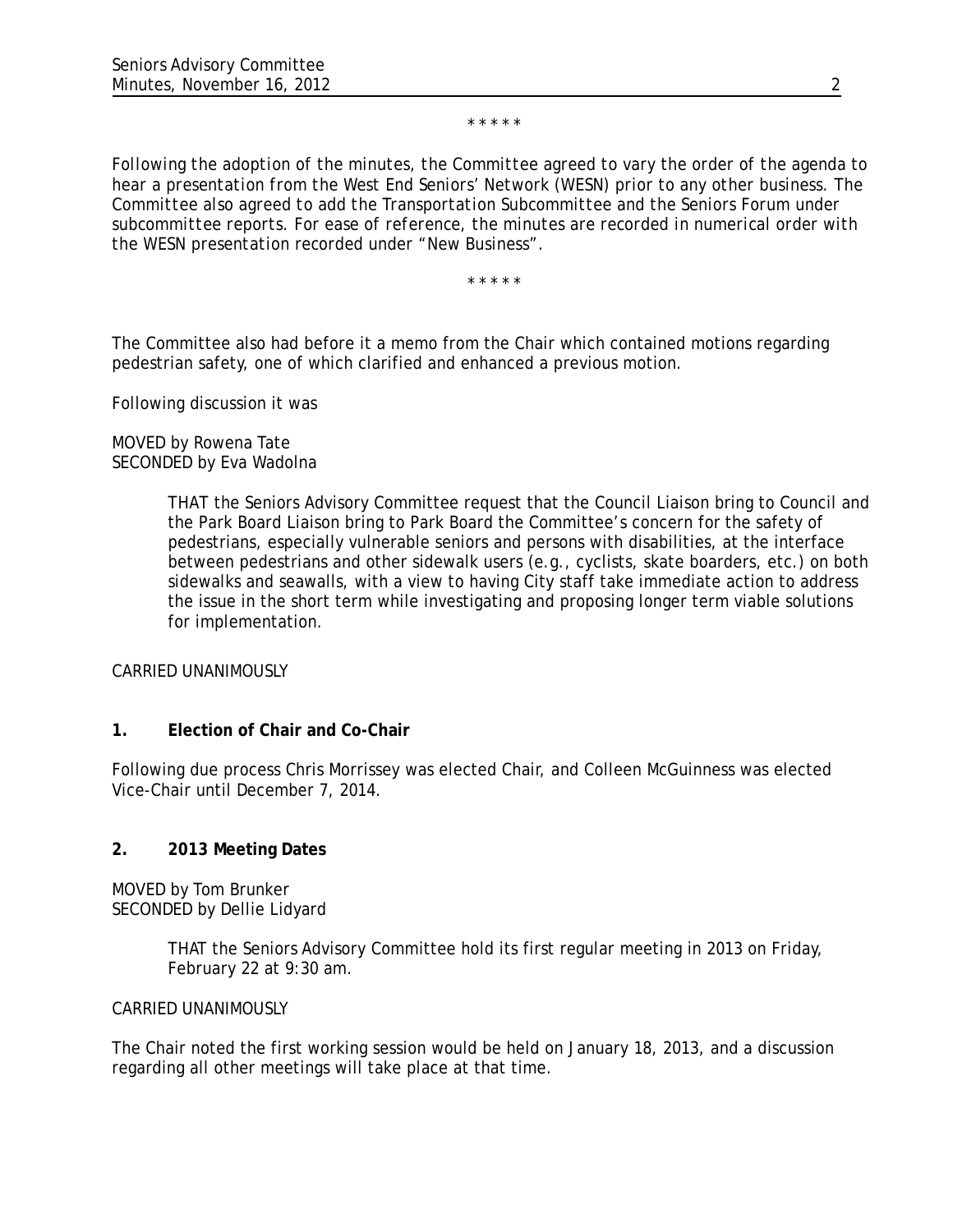\* \* \* \* \*

*Following the adoption of the minutes, the Committee agreed to vary the order of the agenda to hear a presentation from the West End Seniors' Network (WESN) prior to any other business. The Committee also agreed to add the Transportation Subcommittee and the Seniors Forum under subcommittee reports. For ease of reference, the minutes are recorded in numerical order with the WESN presentation recorded under "New Business".*

\* \* \* \* \*

The Committee also had before it a memo from the Chair which contained motions regarding pedestrian safety, one of which clarified and enhanced a previous motion.

Following discussion it was

MOVED by Rowena Tate
SECONDED by Eva Wadolna

> THAT the Seniors Advisory Committee request that the Council Liaison bring to Council and the Park Board Liaison bring to Park Board the Committee's concern for the safety of pedestrians, especially vulnerable seniors and persons with disabilities, at the interface between pedestrians and other sidewalk users (e.g., cyclists, skate boarders, etc.) on both sidewalks and seawalls, with a view to having City staff take immediate action to address the issue in the short term while investigating and proposing longer term viable solutions for implementation.

CARRIED UNANIMOUSLY

## 1. Election of Chair and Co-Chair

Following due process Chris Morrissey was elected Chair, and Colleen McGuinness was elected Vice-Chair until December 7, 2014.

## 2. 2013 Meeting Dates

MOVED by Tom Brunker
SECONDED by Dellie Lidyard

> THAT the Seniors Advisory Committee hold its first regular meeting in 2013 on Friday, February 22 at 9:30 am.

CARRIED UNANIMOUSLY

The Chair noted the first working session would be held on January 18, 2013, and a discussion regarding all other meetings will take place at that time.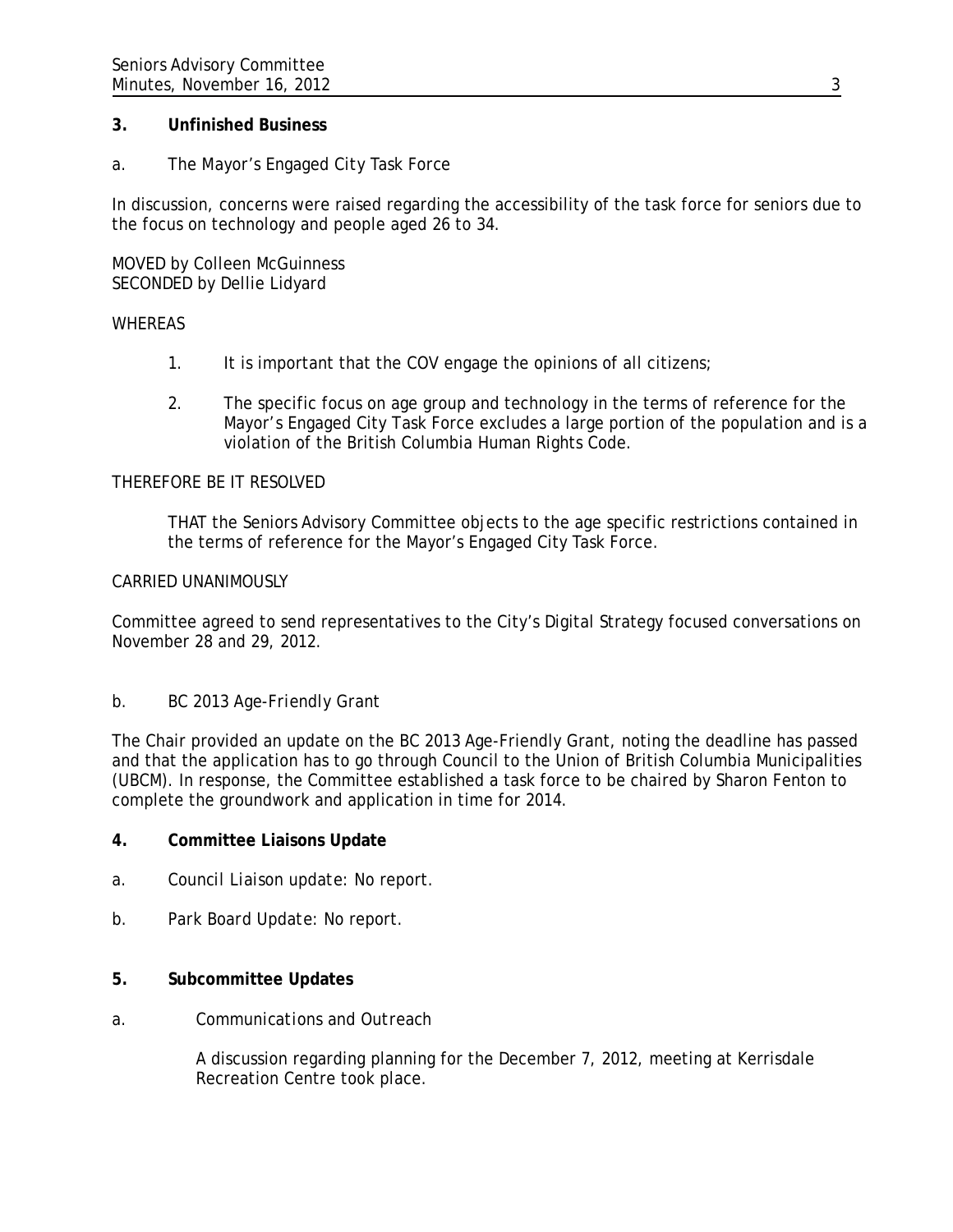**3. Unfinished Business**

a. The Mayor's Engaged City Task Force

In discussion, concerns were raised regarding the accessibility of the task force for seniors due to the focus on technology and people aged 26 to 34.

MOVED by Colleen McGuinness
SECONDED by Dellie Lidyard

WHEREAS

1. It is important that the COV engage the opinions of all citizens;

2. The specific focus on age group and technology in the terms of reference for the Mayor's Engaged City Task Force excludes a large portion of the population and is a violation of the British Columbia Human Rights Code.

THEREFORE BE IT RESOLVED

THAT the Seniors Advisory Committee objects to the age specific restrictions contained in the terms of reference for the Mayor's Engaged City Task Force.

CARRIED UNANIMOUSLY

Committee agreed to send representatives to the City's Digital Strategy focused conversations on November 28 and 29, 2012.

b. BC 2013 Age-Friendly Grant

The Chair provided an update on the BC 2013 Age-Friendly Grant, noting the deadline has passed and that the application has to go through Council to the Union of British Columbia Municipalities (UBCM). In response, the Committee established a task force to be chaired by Sharon Fenton to complete the groundwork and application in time for 2014.

**4. Committee Liaisons Update**

a. Council Liaison update: No report.

b. Park Board Update: No report.

**5. Subcommittee Updates**

a. Communications and Outreach

A discussion regarding planning for the December 7, 2012, meeting at Kerrisdale Recreation Centre took place.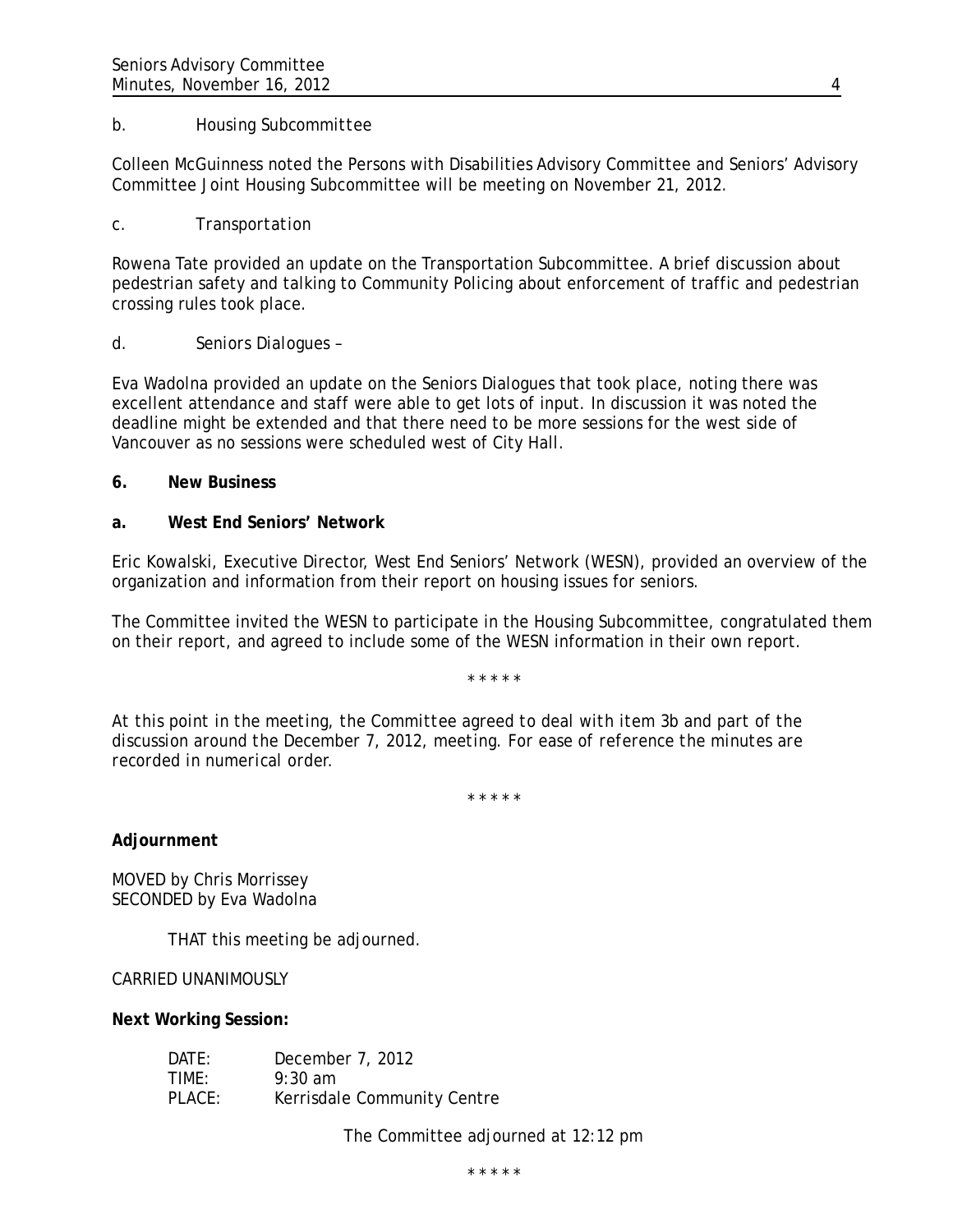b. *Housing Subcommittee*

Colleen McGuinness noted the Persons with Disabilities Advisory Committee and Seniors' Advisory Committee Joint Housing Subcommittee will be meeting on November 21, 2012.

c. *Transportation*

Rowena Tate provided an update on the Transportation Subcommittee. A brief discussion about pedestrian safety and talking to Community Policing about enforcement of traffic and pedestrian crossing rules took place.

d. *Seniors Dialogues –*

Eva Wadolna provided an update on the Seniors Dialogues that took place, noting there was excellent attendance and staff were able to get lots of input. In discussion it was noted the deadline might be extended and that there need to be more sessions for the west side of Vancouver as no sessions were scheduled west of City Hall.

**6. New Business**

**a. West End Seniors' Network**

Eric Kowalski, Executive Director, West End Seniors' Network (WESN), provided an overview of the organization and information from their report on housing issues for seniors.

The Committee invited the WESN to participate in the Housing Subcommittee, congratulated them on their report, and agreed to include some of the WESN information in their own report.

\* \* \* \* \*

*At this point in the meeting, the Committee agreed to deal with item 3b and part of the discussion around the December 7, 2012, meeting. For ease of reference the minutes are recorded in numerical order.*

\* \* \* \* \*

**Adjournment**

MOVED by Chris Morrissey
SECONDED by Eva Wadolna

THAT this meeting be adjourned.

CARRIED UNANIMOUSLY

**Next Working Session:**

DATE: December 7, 2012
TIME: 9:30 am
PLACE: Kerrisdale Community Centre

The Committee adjourned at 12:12 pm

\* \* \* \* \*